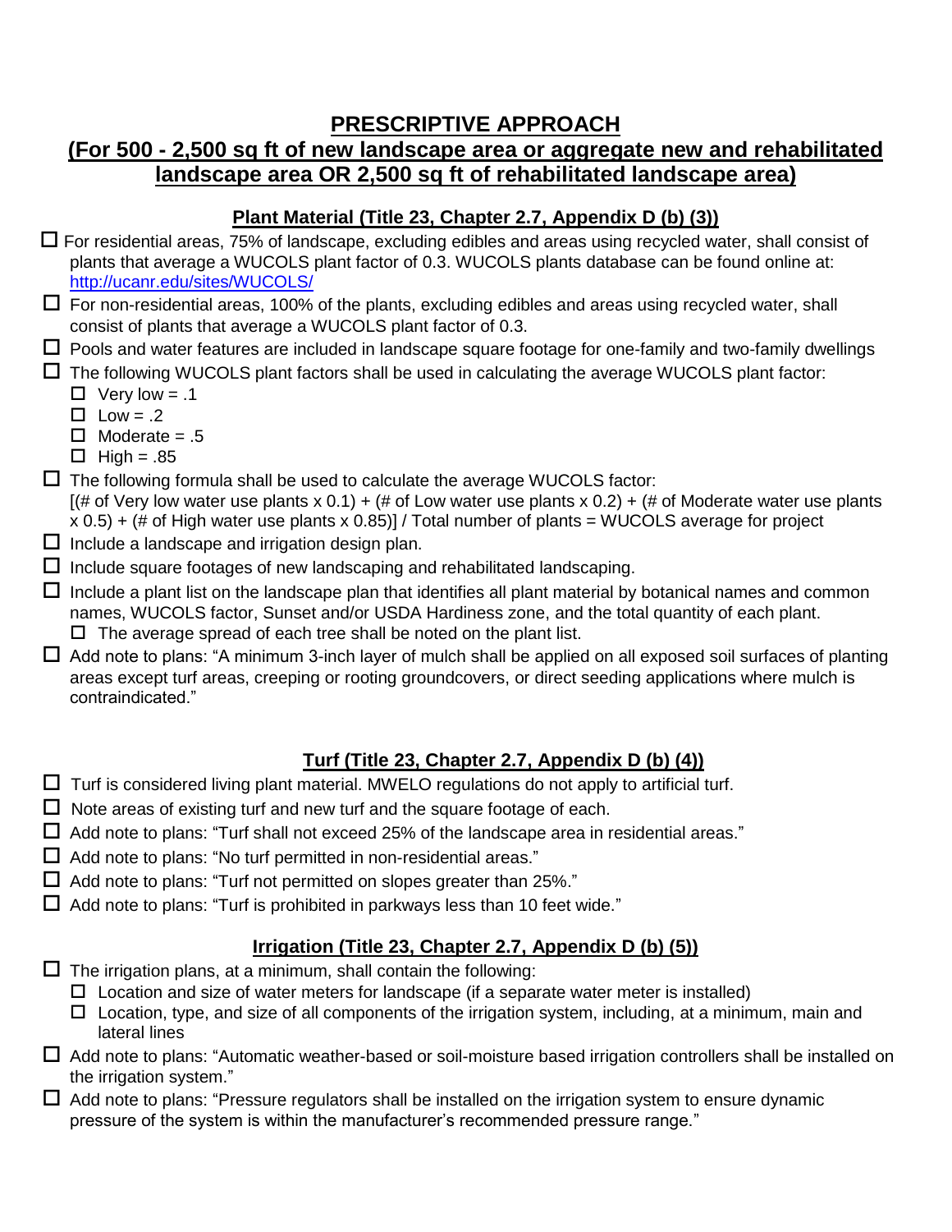# PRESCRIPTIVE APPROACH

## (For 500 - 2,500 sq ft of new landscape area or aggregate new and rehabilitated landscape area OR 2,500 sq ft of rehabilitated landscape area)

### Plant Material (Title 23, Chapter 2.7, Appendix D (b) (3))

- ☐ For residential areas, 75% of landscape, excluding edibles and areas using recycled water, shall consist of plants that average a WUCOLS plant factor of 0.3. WUCOLS plants database can be found online at: [http://ucanr.edu/sites/WUCOLS/](http://ucanr.edu/sites/WUCOLS/)
- ☐ For non-residential areas, 100% of the plants, excluding edibles and areas using recycled water, shall consist of plants that average a WUCOLS plant factor of 0.3.
- ☐ Pools and water features are included in landscape square footage for one-family and two-family dwellings
- ☐ The following WUCOLS plant factors shall be used in calculating the average WUCOLS plant factor:
  - ☐ Very low = .1
  - ☐ Low = .2
  - ☐ Moderate = .5
  - ☐ High = .85
- ☐ The following formula shall be used to calculate the average WUCOLS factor:
  [(# of Very low water use plants x 0.1) + (# of Low water use plants x 0.2) + (# of Moderate water use plants x 0.5) + (# of High water use plants x 0.85)] / Total number of plants = WUCOLS average for project
- ☐ Include a landscape and irrigation design plan.
- ☐ Include square footages of new landscaping and rehabilitated landscaping.
- ☐ Include a plant list on the landscape plan that identifies all plant material by botanical names and common names, WUCOLS factor, Sunset and/or USDA Hardiness zone, and the total quantity of each plant.
  - ☐ The average spread of each tree shall be noted on the plant list.
- ☐ Add note to plans: "A minimum 3-inch layer of mulch shall be applied on all exposed soil surfaces of planting areas except turf areas, creeping or rooting groundcovers, or direct seeding applications where mulch is contraindicated."

### Turf (Title 23, Chapter 2.7, Appendix D (b) (4))

- ☐ Turf is considered living plant material. MWELO regulations do not apply to artificial turf.
- ☐ Note areas of existing turf and new turf and the square footage of each.
- ☐ Add note to plans: "Turf shall not exceed 25% of the landscape area in residential areas."
- ☐ Add note to plans: "No turf permitted in non-residential areas."
- ☐ Add note to plans: "Turf not permitted on slopes greater than 25%."
- ☐ Add note to plans: "Turf is prohibited in parkways less than 10 feet wide."

### Irrigation (Title 23, Chapter 2.7, Appendix D (b) (5))

- ☐ The irrigation plans, at a minimum, shall contain the following:
  - ☐ Location and size of water meters for landscape (if a separate water meter is installed)
  - ☐ Location, type, and size of all components of the irrigation system, including, at a minimum, main and lateral lines
- ☐ Add note to plans: "Automatic weather-based or soil-moisture based irrigation controllers shall be installed on the irrigation system."
- ☐ Add note to plans: "Pressure regulators shall be installed on the irrigation system to ensure dynamic pressure of the system is within the manufacturer's recommended pressure range."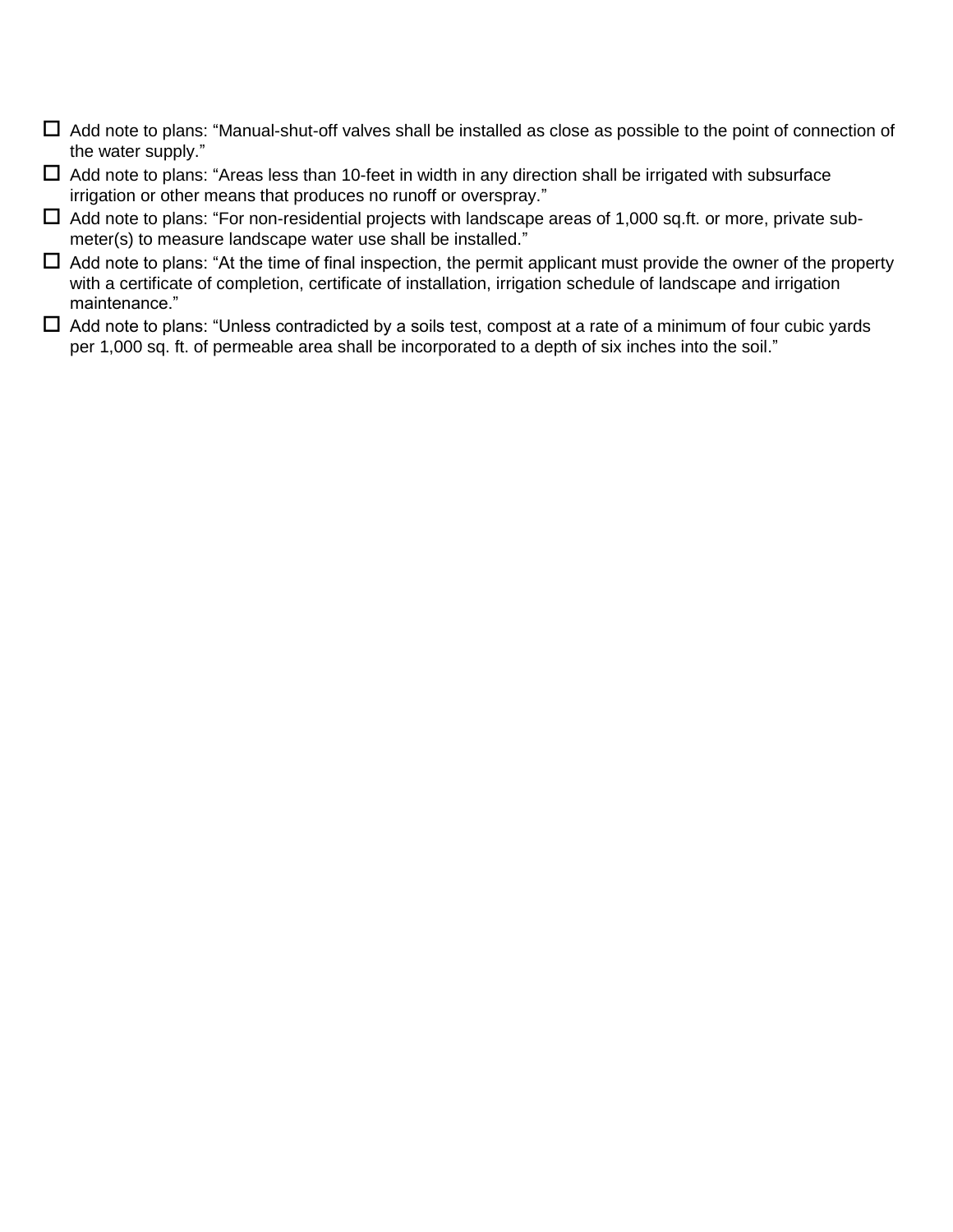- ☐ Add note to plans: “Manual-shut-off valves shall be installed as close as possible to the point of connection of the water supply.”
- ☐ Add note to plans: “Areas less than 10-feet in width in any direction shall be irrigated with subsurface irrigation or other means that produces no runoff or overspray.”
- ☐ Add note to plans: “For non-residential projects with landscape areas of 1,000 sq.ft. or more, private sub-meter(s) to measure landscape water use shall be installed.”
- ☐ Add note to plans: “At the time of final inspection, the permit applicant must provide the owner of the property with a certificate of completion, certificate of installation, irrigation schedule of landscape and irrigation maintenance.”
- ☐ Add note to plans: “Unless contradicted by a soils test, compost at a rate of a minimum of four cubic yards per 1,000 sq. ft. of permeable area shall be incorporated to a depth of six inches into the soil.”